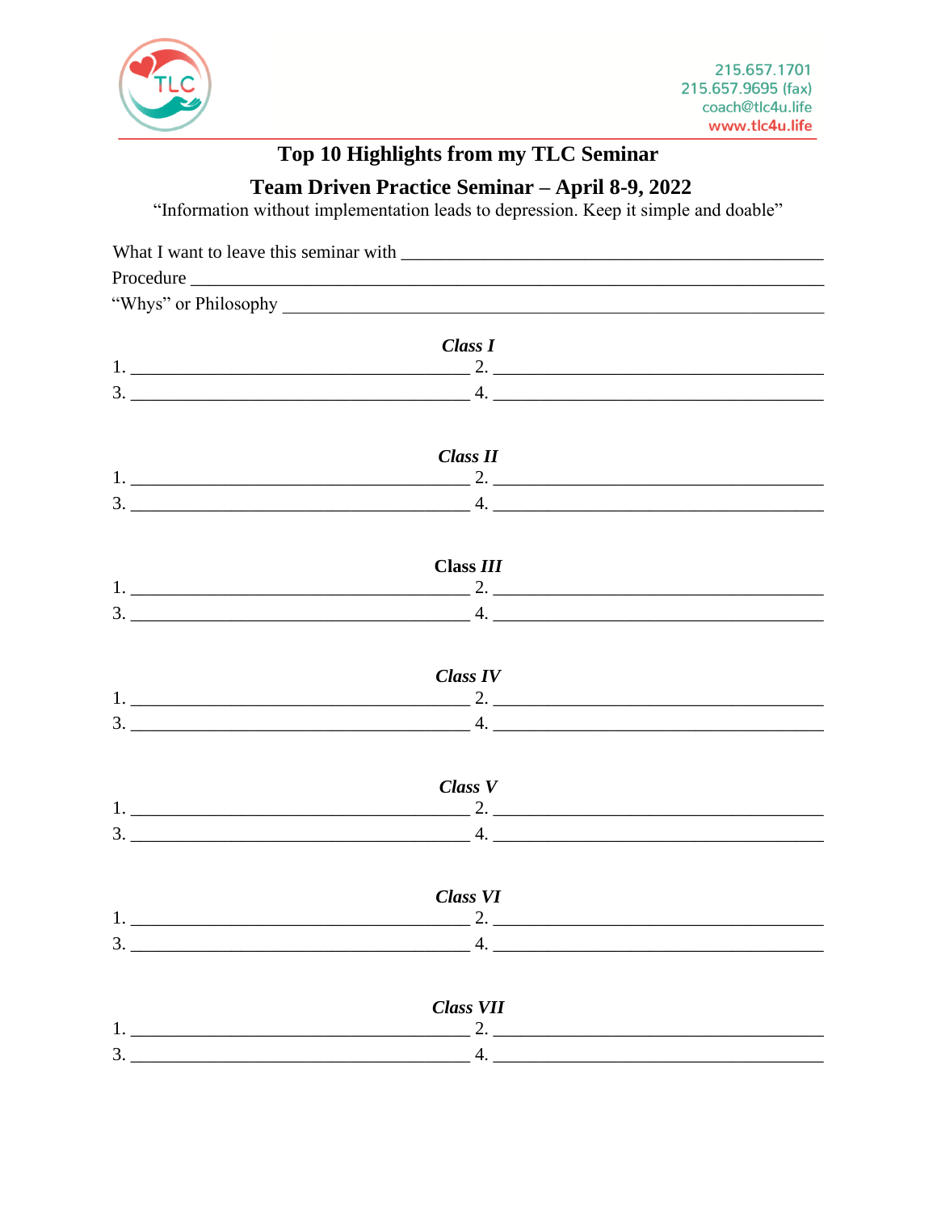215.657.1701
215.657.9695 (fax)
coach@tlc4u.life
www.tlc4u.life

# Top 10 Highlights from my TLC Seminar

## Team Driven Practice Seminar – April 8-9, 2022

"Information without implementation leads to depression. Keep it simple and doable"

What I want to leave this seminar with ______________________________________________

Procedure ______________________________________________________________________

"Whys" or Philosophy _____________________________________________________________

### *Class I*

1. ______________________________________ 2. _____________________________________
3. ______________________________________ 4. _____________________________________

### *Class II*

1. ______________________________________ 2. _____________________________________
3. ______________________________________ 4. _____________________________________

### Class *III*

1. ______________________________________ 2. _____________________________________
3. ______________________________________ 4. _____________________________________

### *Class IV*

1. ______________________________________ 2. _____________________________________
3. ______________________________________ 4. _____________________________________

### *Class V*

1. ______________________________________ 2. _____________________________________
3. ______________________________________ 4. _____________________________________

### *Class VI*

1. ______________________________________ 2. _____________________________________
3. ______________________________________ 4. _____________________________________

### *Class VII*

1. ______________________________________ 2. _____________________________________
3. ______________________________________ 4. _____________________________________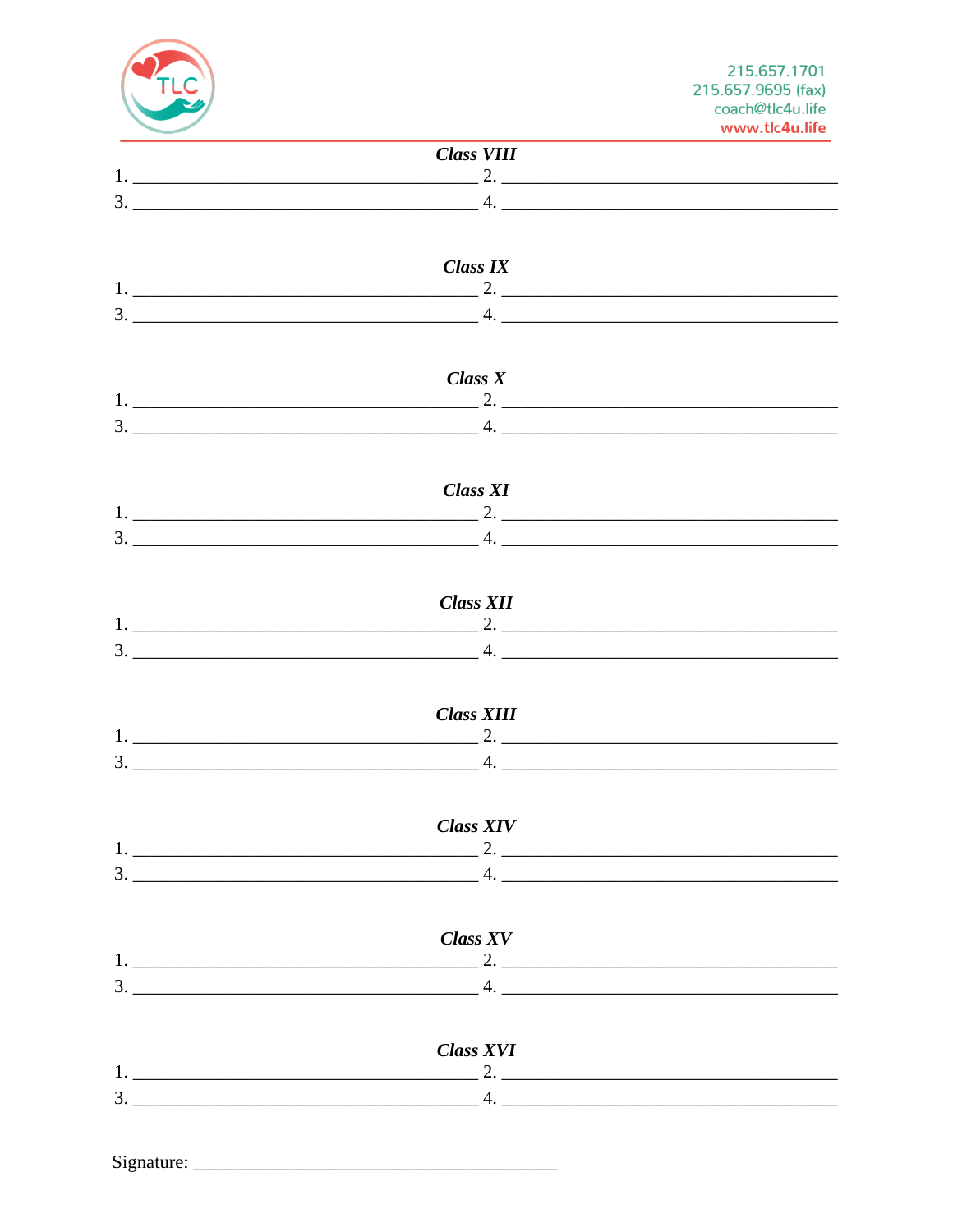215.657.1701
215.657.9695 (fax)
coach@tlc4u.life
www.tlc4u.life

***Class VIII***

1. ________________________________________ 2. ________________________________________
3. ________________________________________ 4. ________________________________________

***Class IX***

1. ________________________________________ 2. ________________________________________
3. ________________________________________ 4. ________________________________________

***Class X***

1. ________________________________________ 2. ________________________________________
3. ________________________________________ 4. ________________________________________

***Class XI***

1. ________________________________________ 2. ________________________________________
3. ________________________________________ 4. ________________________________________

***Class XII***

1. ________________________________________ 2. ________________________________________
3. ________________________________________ 4. ________________________________________

***Class XIII***

1. ________________________________________ 2. ________________________________________
3. ________________________________________ 4. ________________________________________

***Class XIV***

1. ________________________________________ 2. ________________________________________
3. ________________________________________ 4. ________________________________________

***Class XV***

1. ________________________________________ 2. ________________________________________
3. ________________________________________ 4. ________________________________________

***Class XVI***

1. ________________________________________ 2. ________________________________________
3. ________________________________________ 4. ________________________________________

Signature: ________________________________________